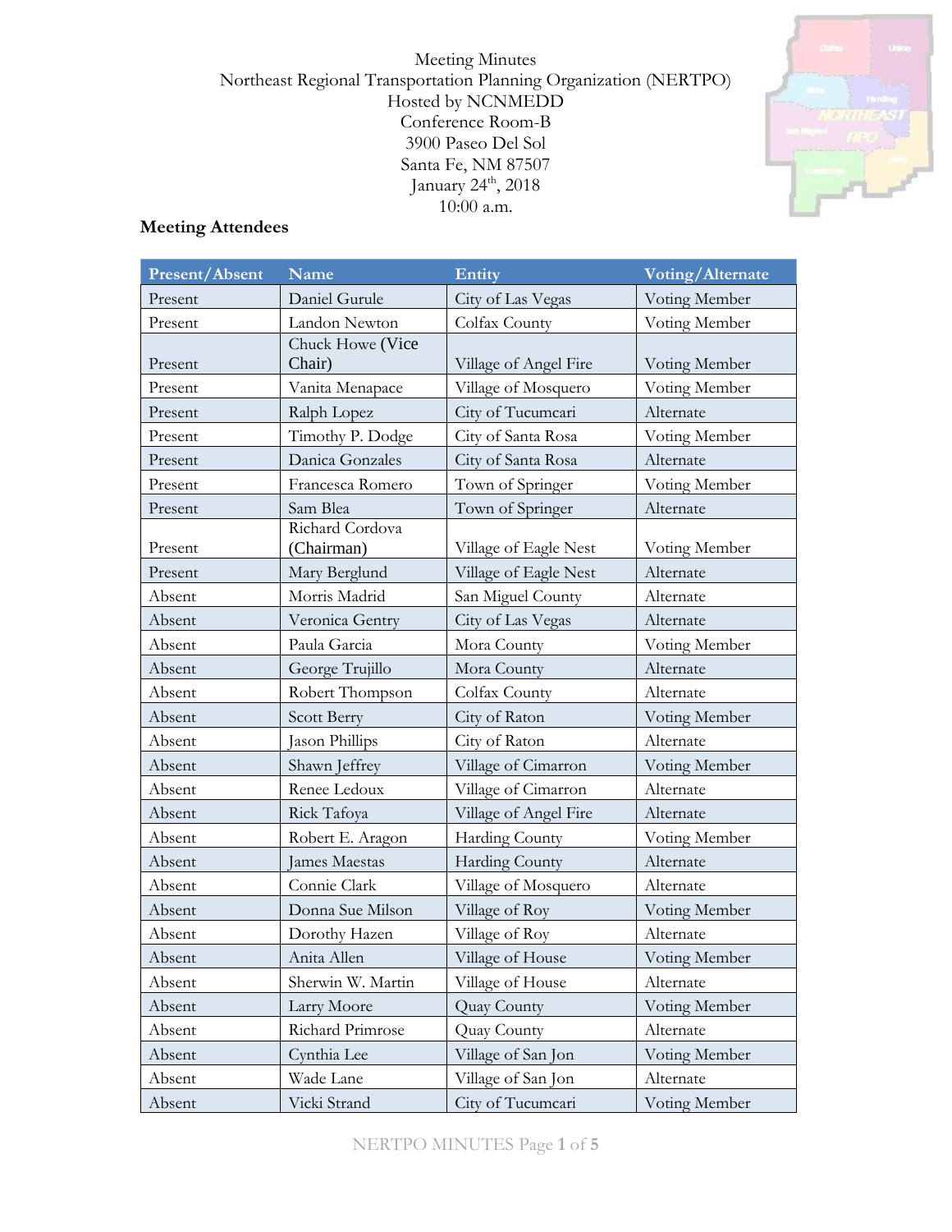Meeting Minutes
Northeast Regional Transportation Planning Organization (NERTPO)
Hosted by NCNMEDD
Conference Room-B
3900 Paseo Del Sol
Santa Fe, NM 87507
January 24th, 2018
10:00 a.m.

## Meeting Attendees

| Present/Absent | Name | Entity | Voting/Alternate |
|---|---|---|---|
| Present | Daniel Gurule | City of Las Vegas | Voting Member |
| Present | Landon Newton | Colfax County | Voting Member |
| Present | Chuck Howe (Vice Chair) | Village of Angel Fire | Voting Member |
| Present | Vanita Menapace | Village of Mosquero | Voting Member |
| Present | Ralph Lopez | City of Tucumcari | Alternate |
| Present | Timothy P. Dodge | City of Santa Rosa | Voting Member |
| Present | Danica Gonzales | City of Santa Rosa | Alternate |
| Present | Francesca Romero | Town of Springer | Voting Member |
| Present | Sam Blea | Town of Springer | Alternate |
| Present | Richard Cordova (Chairman) | Village of Eagle Nest | Voting Member |
| Present | Mary Berglund | Village of Eagle Nest | Alternate |
| Absent | Morris Madrid | San Miguel County | Alternate |
| Absent | Veronica Gentry | City of Las Vegas | Alternate |
| Absent | Paula Garcia | Mora County | Voting Member |
| Absent | George Trujillo | Mora County | Alternate |
| Absent | Robert Thompson | Colfax County | Alternate |
| Absent | Scott Berry | City of Raton | Voting Member |
| Absent | Jason Phillips | City of Raton | Alternate |
| Absent | Shawn Jeffrey | Village of Cimarron | Voting Member |
| Absent | Renee Ledoux | Village of Cimarron | Alternate |
| Absent | Rick Tafoya | Village of Angel Fire | Alternate |
| Absent | Robert E. Aragon | Harding County | Voting Member |
| Absent | James Maestas | Harding County | Alternate |
| Absent | Connie Clark | Village of Mosquero | Alternate |
| Absent | Donna Sue Milson | Village of Roy | Voting Member |
| Absent | Dorothy Hazen | Village of Roy | Alternate |
| Absent | Anita Allen | Village of House | Voting Member |
| Absent | Sherwin W. Martin | Village of House | Alternate |
| Absent | Larry Moore | Quay County | Voting Member |
| Absent | Richard Primrose | Quay County | Alternate |
| Absent | Cynthia Lee | Village of San Jon | Voting Member |
| Absent | Wade Lane | Village of San Jon | Alternate |
| Absent | Vicki Strand | City of Tucumcari | Voting Member |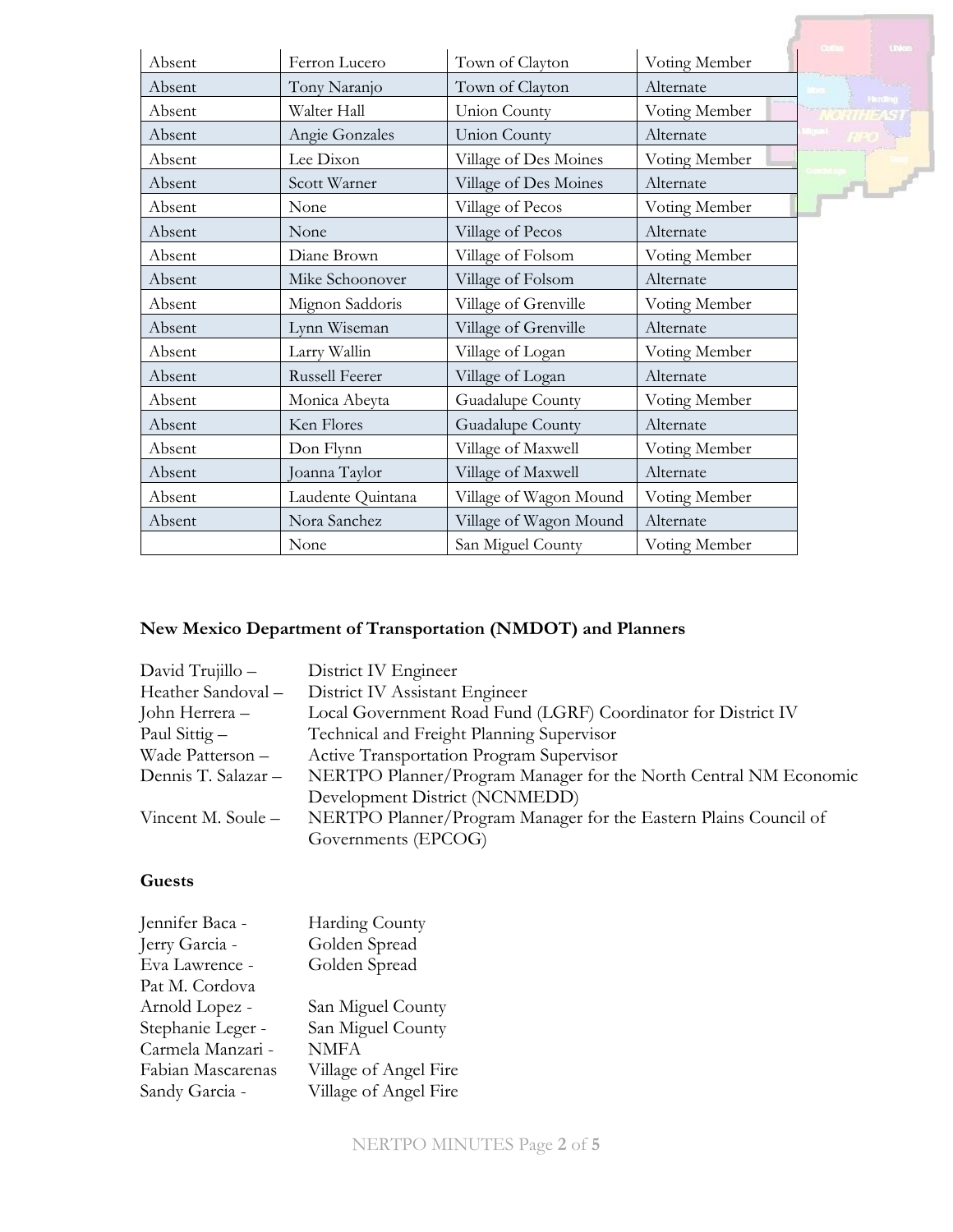| Absent | Ferron Lucero | Town of Clayton | Voting Member |
|---|---|---|---|
| Absent | Tony Naranjo | Town of Clayton | Alternate |
| Absent | Walter Hall | Union County | Voting Member |
| Absent | Angie Gonzales | Union County | Alternate |
| Absent | Lee Dixon | Village of Des Moines | Voting Member |
| Absent | Scott Warner | Village of Des Moines | Alternate |
| Absent | None | Village of Pecos | Voting Member |
| Absent | None | Village of Pecos | Alternate |
| Absent | Diane Brown | Village of Folsom | Voting Member |
| Absent | Mike Schoonover | Village of Folsom | Alternate |
| Absent | Mignon Saddoris | Village of Grenville | Voting Member |
| Absent | Lynn Wiseman | Village of Grenville | Alternate |
| Absent | Larry Wallin | Village of Logan | Voting Member |
| Absent | Russell Feerer | Village of Logan | Alternate |
| Absent | Monica Abeyta | Guadalupe County | Voting Member |
| Absent | Ken Flores | Guadalupe County | Alternate |
| Absent | Don Flynn | Village of Maxwell | Voting Member |
| Absent | Joanna Taylor | Village of Maxwell | Alternate |
| Absent | Laudente Quintana | Village of Wagon Mound | Voting Member |
| Absent | Nora Sanchez | Village of Wagon Mound | Alternate |
| | None | San Miguel County | Voting Member |

**New Mexico Department of Transportation (NMDOT) and Planners**

David Trujillo – District IV Engineer
Heather Sandoval – District IV Assistant Engineer
John Herrera – Local Government Road Fund (LGRF) Coordinator for District IV
Paul Sittig – Technical and Freight Planning Supervisor
Wade Patterson – Active Transportation Program Supervisor
Dennis T. Salazar – NERTPO Planner/Program Manager for the North Central NM Economic Development District (NCNMEDD)
Vincent M. Soule – NERTPO Planner/Program Manager for the Eastern Plains Council of Governments (EPCOG)

**Guests**

Jennifer Baca - Harding County
Jerry Garcia - Golden Spread
Eva Lawrence - Golden Spread
Pat M. Cordova
Arnold Lopez - San Miguel County
Stephanie Leger - San Miguel County
Carmela Manzari - NMFA
Fabian Mascarenas Village of Angel Fire
Sandy Garcia - Village of Angel Fire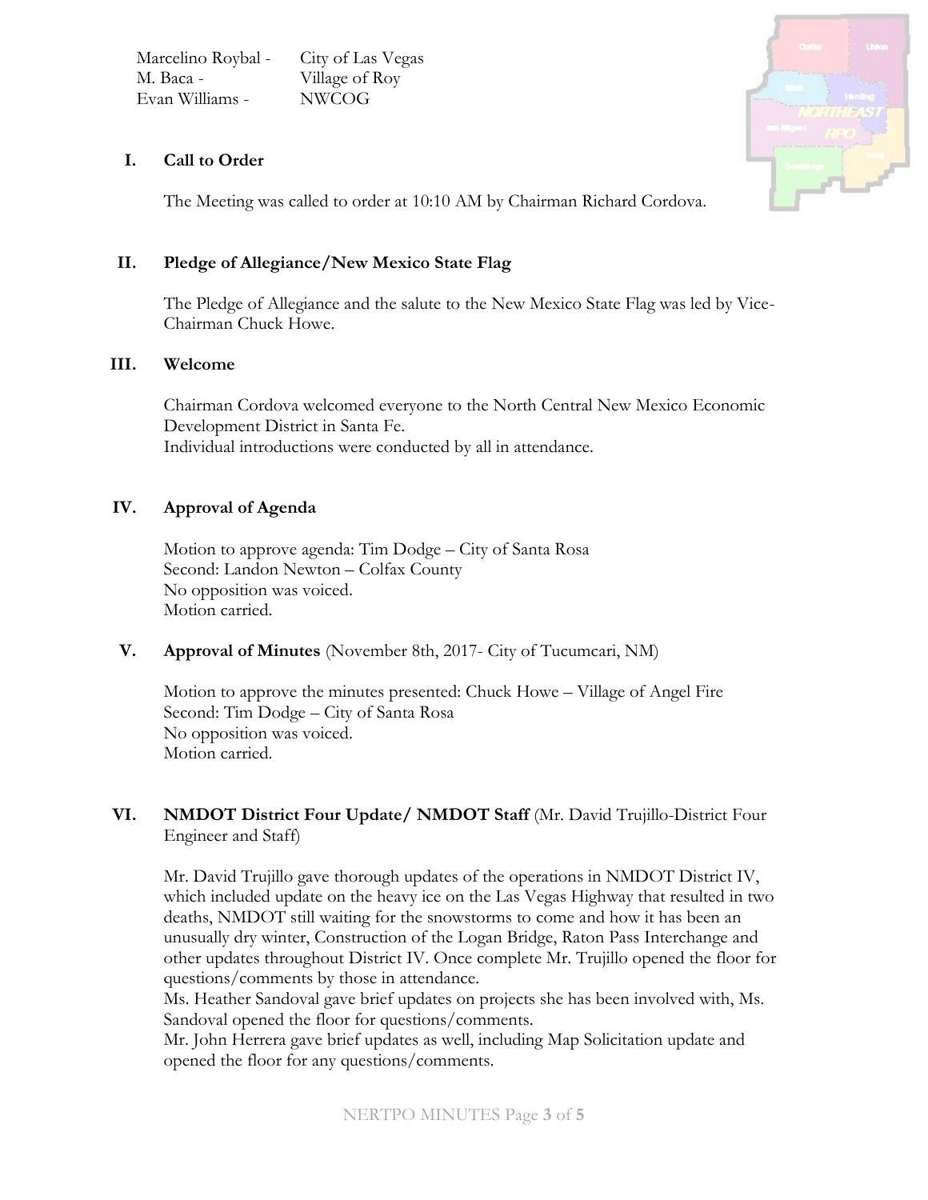| | |
|---|---|
| Marcelino Roybal - | City of Las Vegas |
| M. Baca - | Village of Roy |
| Evan Williams - | NWCOG |

## I. Call to Order

The Meeting was called to order at 10:10 AM by Chairman Richard Cordova.

## II. Pledge of Allegiance/New Mexico State Flag

The Pledge of Allegiance and the salute to the New Mexico State Flag was led by Vice-Chairman Chuck Howe.

## III. Welcome

Chairman Cordova welcomed everyone to the North Central New Mexico Economic Development District in Santa Fe.
Individual introductions were conducted by all in attendance.

## IV. Approval of Agenda

Motion to approve agenda: Tim Dodge – City of Santa Rosa
Second: Landon Newton – Colfax County
No opposition was voiced.
Motion carried.

## V. Approval of Minutes (November 8th, 2017- City of Tucumcari, NM)

Motion to approve the minutes presented: Chuck Howe – Village of Angel Fire
Second: Tim Dodge – City of Santa Rosa
No opposition was voiced.
Motion carried.

## VI. NMDOT District Four Update/ NMDOT Staff (Mr. David Trujillo-District Four Engineer and Staff)

Mr. David Trujillo gave thorough updates of the operations in NMDOT District IV, which included update on the heavy ice on the Las Vegas Highway that resulted in two deaths, NMDOT still waiting for the snowstorms to come and how it has been an unusually dry winter, Construction of the Logan Bridge, Raton Pass Interchange and other updates throughout District IV. Once complete Mr. Trujillo opened the floor for questions/comments by those in attendance.
Ms. Heather Sandoval gave brief updates on projects she has been involved with, Ms. Sandoval opened the floor for questions/comments.
Mr. John Herrera gave brief updates as well, including Map Solicitation update and opened the floor for any questions/comments.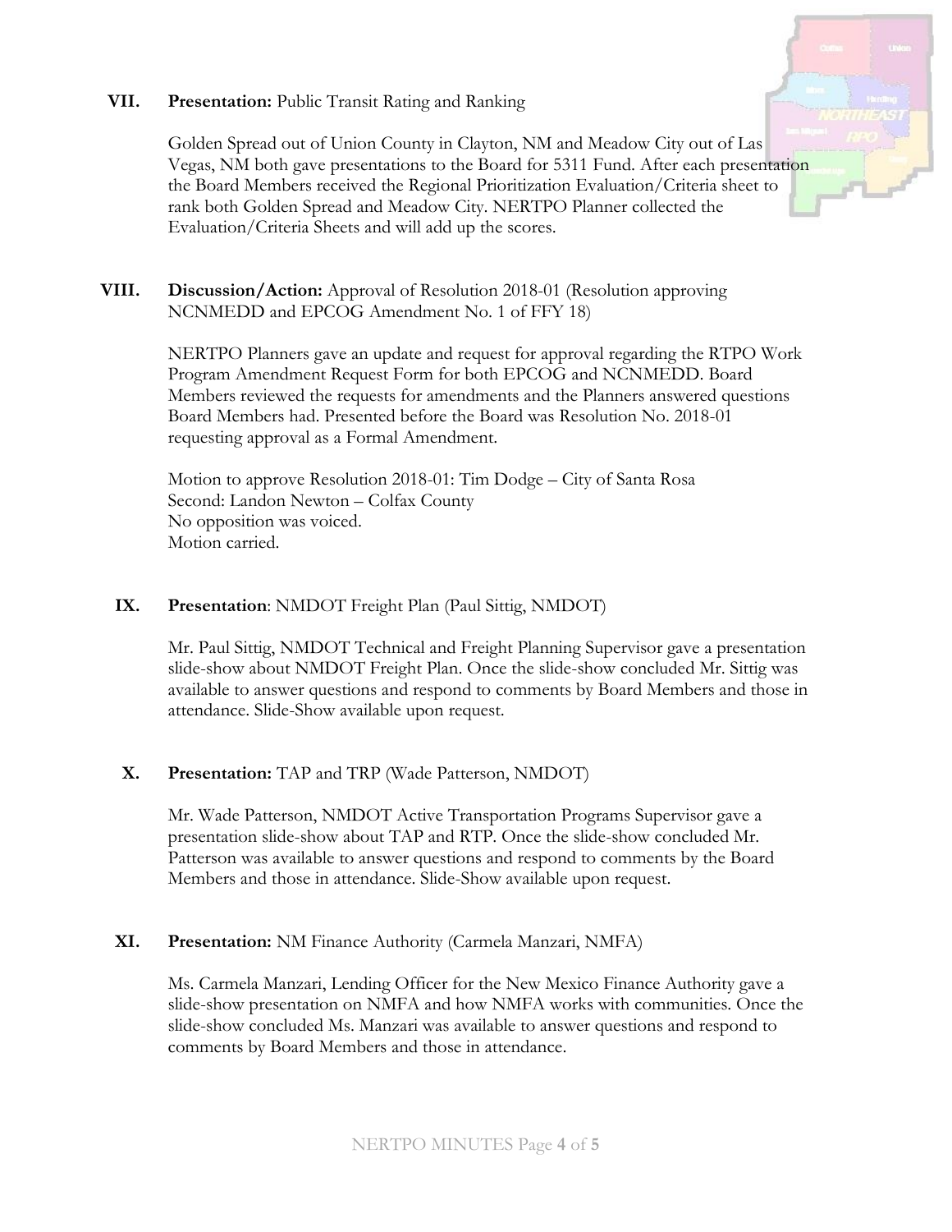**VII. Presentation:** Public Transit Rating and Ranking

Golden Spread out of Union County in Clayton, NM and Meadow City out of Las Vegas, NM both gave presentations to the Board for 5311 Fund. After each presentation the Board Members received the Regional Prioritization Evaluation/Criteria sheet to rank both Golden Spread and Meadow City. NERTPO Planner collected the Evaluation/Criteria Sheets and will add up the scores.

**VIII. Discussion/Action:** Approval of Resolution 2018-01 (Resolution approving NCNMEDD and EPCOG Amendment No. 1 of FFY 18)

NERTPO Planners gave an update and request for approval regarding the RTPO Work Program Amendment Request Form for both EPCOG and NCNMEDD. Board Members reviewed the requests for amendments and the Planners answered questions Board Members had. Presented before the Board was Resolution No. 2018-01 requesting approval as a Formal Amendment.

Motion to approve Resolution 2018-01: Tim Dodge – City of Santa Rosa
Second: Landon Newton – Colfax County
No opposition was voiced.
Motion carried.

**IX. Presentation**: NMDOT Freight Plan (Paul Sittig, NMDOT)

Mr. Paul Sittig, NMDOT Technical and Freight Planning Supervisor gave a presentation slide-show about NMDOT Freight Plan. Once the slide-show concluded Mr. Sittig was available to answer questions and respond to comments by Board Members and those in attendance. Slide-Show available upon request.

**X. Presentation:** TAP and TRP (Wade Patterson, NMDOT)

Mr. Wade Patterson, NMDOT Active Transportation Programs Supervisor gave a presentation slide-show about TAP and RTP. Once the slide-show concluded Mr. Patterson was available to answer questions and respond to comments by the Board Members and those in attendance. Slide-Show available upon request.

**XI. Presentation:** NM Finance Authority (Carmela Manzari, NMFA)

Ms. Carmela Manzari, Lending Officer for the New Mexico Finance Authority gave a slide-show presentation on NMFA and how NMFA works with communities. Once the slide-show concluded Ms. Manzari was available to answer questions and respond to comments by Board Members and those in attendance.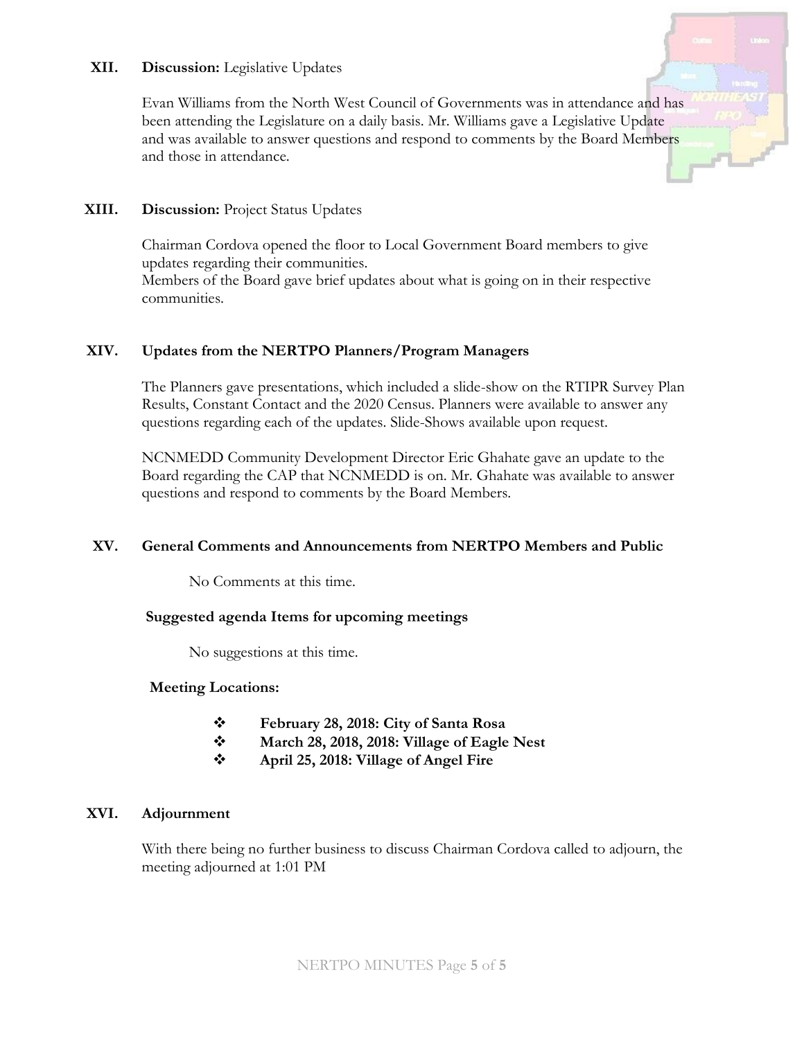**XII. Discussion:** Legislative Updates

Evan Williams from the North West Council of Governments was in attendance and has been attending the Legislature on a daily basis. Mr. Williams gave a Legislative Update and was available to answer questions and respond to comments by the Board Members and those in attendance.

**XIII. Discussion:** Project Status Updates

Chairman Cordova opened the floor to Local Government Board members to give updates regarding their communities.
Members of the Board gave brief updates about what is going on in their respective communities.

**XIV. Updates from the NERTPO Planners/Program Managers**

The Planners gave presentations, which included a slide-show on the RTIPR Survey Plan Results, Constant Contact and the 2020 Census. Planners were available to answer any questions regarding each of the updates. Slide-Shows available upon request.

NCNMEDD Community Development Director Eric Ghahate gave an update to the Board regarding the CAP that NCNMEDD is on. Mr. Ghahate was available to answer questions and respond to comments by the Board Members.

**XV. General Comments and Announcements from NERTPO Members and Public**

No Comments at this time.

**Suggested agenda Items for upcoming meetings**

No suggestions at this time.

**Meeting Locations:**

- **February 28, 2018: City of Santa Rosa**
- **March 28, 2018, 2018: Village of Eagle Nest**
- **April 25, 2018: Village of Angel Fire**

**XVI. Adjournment**

With there being no further business to discuss Chairman Cordova called to adjourn, the meeting adjourned at 1:01 PM